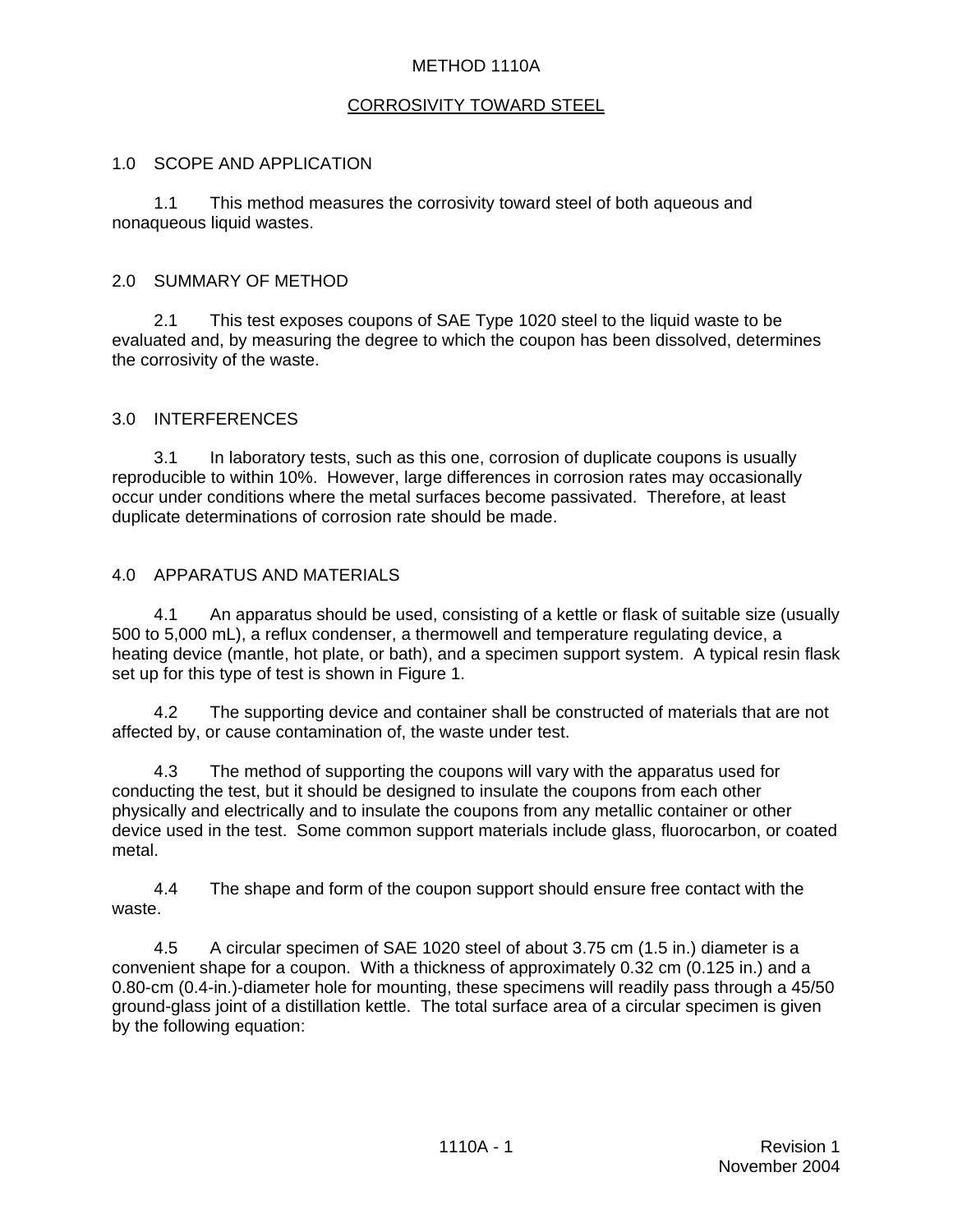# METHOD 1110A

## CORROSIVITY TOWARD STEEL

### 1.0 SCOPE AND APPLICATION

1.1 This method measures the corrosivity toward steel of both aqueous and nonaqueous liquid wastes.

### 2.0 SUMMARY OF METHOD

2.1 This test exposes coupons of SAE Type 1020 steel to the liquid waste to be evaluated and, by measuring the degree to which the coupon has been dissolved, determines the corrosivity of the waste.

### 3.0 INTERFERENCES

3.1 In laboratory tests, such as this one, corrosion of duplicate coupons is usually reproducible to within 10%. However, large differences in corrosion rates may occasionally occur under conditions where the metal surfaces become passivated. Therefore, at least duplicate determinations of corrosion rate should be made.

### 4.0 APPARATUS AND MATERIALS

4.1 An apparatus should be used, consisting of a kettle or flask of suitable size (usually 500 to 5,000 mL), a reflux condenser, a thermowell and temperature regulating device, a heating device (mantle, hot plate, or bath), and a specimen support system. A typical resin flask set up for this type of test is shown in Figure 1.

4.2 The supporting device and container shall be constructed of materials that are not affected by, or cause contamination of, the waste under test.

4.3 The method of supporting the coupons will vary with the apparatus used for conducting the test, but it should be designed to insulate the coupons from each other physically and electrically and to insulate the coupons from any metallic container or other device used in the test. Some common support materials include glass, fluorocarbon, or coated metal.

4.4 The shape and form of the coupon support should ensure free contact with the waste.

4.5 A circular specimen of SAE 1020 steel of about 3.75 cm (1.5 in.) diameter is a convenient shape for a coupon. With a thickness of approximately 0.32 cm (0.125 in.) and a 0.80-cm (0.4-in.)-diameter hole for mounting, these specimens will readily pass through a 45/50 ground-glass joint of a distillation kettle. The total surface area of a circular specimen is given by the following equation: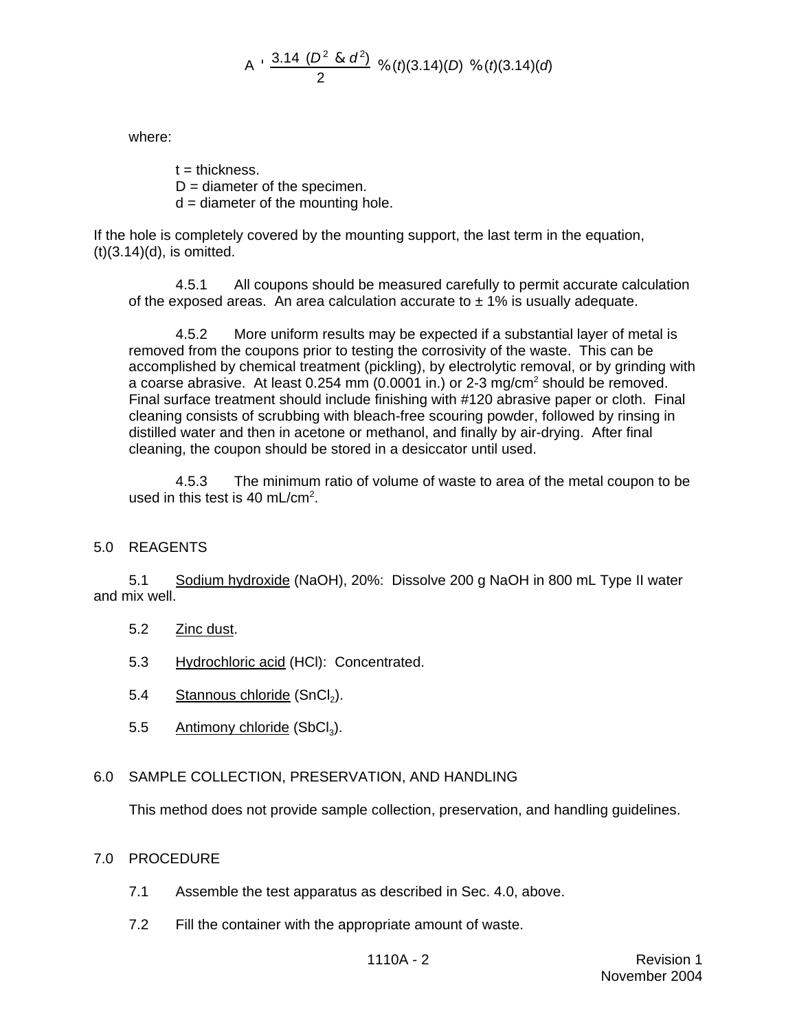$$A = \frac{3.14\ (D^2 - d^2)}{2} + (t)(3.14)(D) + (t)(3.14)(d)$$

where:

t = thickness.
D = diameter of the specimen.
d = diameter of the mounting hole.

If the hole is completely covered by the mounting support, the last term in the equation, (t)(3.14)(d), is omitted.

4.5.1 All coupons should be measured carefully to permit accurate calculation of the exposed areas. An area calculation accurate to ± 1% is usually adequate.

4.5.2 More uniform results may be expected if a substantial layer of metal is removed from the coupons prior to testing the corrosivity of the waste. This can be accomplished by chemical treatment (pickling), by electrolytic removal, or by grinding with a coarse abrasive. At least 0.254 mm (0.0001 in.) or 2-3 $mg/cm^2$ should be removed. Final surface treatment should include finishing with #120 abrasive paper or cloth. Final cleaning consists of scrubbing with bleach-free scouring powder, followed by rinsing in distilled water and then in acetone or methanol, and finally by air-drying. After final cleaning, the coupon should be stored in a desiccator until used.

4.5.3 The minimum ratio of volume of waste to area of the metal coupon to be used in this test is 40 $mL/cm^2$.

## 5.0 REAGENTS

5.1 Sodium hydroxide (NaOH), 20%: Dissolve 200 g NaOH in 800 mL Type II water and mix well.

5.2 Zinc dust.

5.3 Hydrochloric acid (HCl): Concentrated.

5.4 Stannous chloride ($SnCl_2$).

5.5 Antimony chloride ($SbCl_3$).

## 6.0 SAMPLE COLLECTION, PRESERVATION, AND HANDLING

This method does not provide sample collection, preservation, and handling guidelines.

## 7.0 PROCEDURE

7.1 Assemble the test apparatus as described in Sec. 4.0, above.

7.2 Fill the container with the appropriate amount of waste.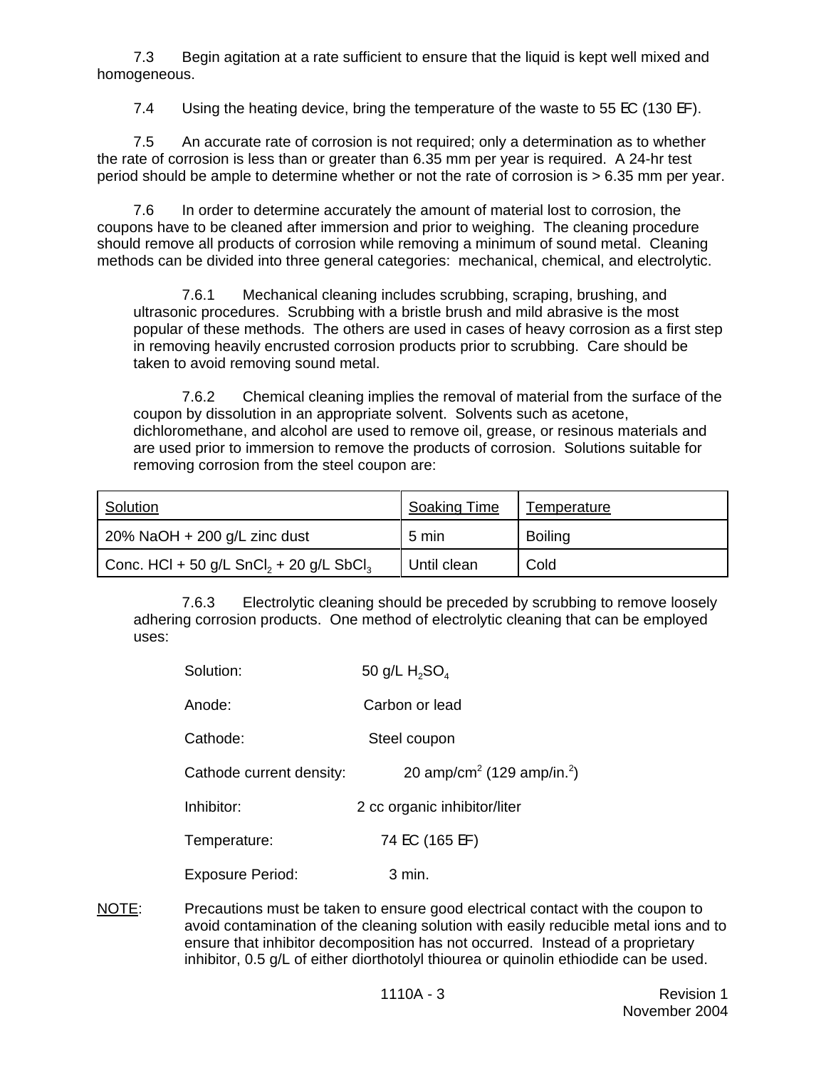7.3 Begin agitation at a rate sufficient to ensure that the liquid is kept well mixed and homogeneous.

7.4 Using the heating device, bring the temperature of the waste to 55 EC (130 EF).

7.5 An accurate rate of corrosion is not required; only a determination as to whether the rate of corrosion is less than or greater than 6.35 mm per year is required. A 24-hr test period should be ample to determine whether or not the rate of corrosion is > 6.35 mm per year.

7.6 In order to determine accurately the amount of material lost to corrosion, the coupons have to be cleaned after immersion and prior to weighing. The cleaning procedure should remove all products of corrosion while removing a minimum of sound metal. Cleaning methods can be divided into three general categories: mechanical, chemical, and electrolytic.

7.6.1 Mechanical cleaning includes scrubbing, scraping, brushing, and ultrasonic procedures. Scrubbing with a bristle brush and mild abrasive is the most popular of these methods. The others are used in cases of heavy corrosion as a first step in removing heavily encrusted corrosion products prior to scrubbing. Care should be taken to avoid removing sound metal.

7.6.2 Chemical cleaning implies the removal of material from the surface of the coupon by dissolution in an appropriate solvent. Solvents such as acetone, dichloromethane, and alcohol are used to remove oil, grease, or resinous materials and are used prior to immersion to remove the products of corrosion. Solutions suitable for removing corrosion from the steel coupon are:

| Solution | Soaking Time | Temperature |
|---|---|---|
| 20% NaOH + 200 g/L zinc dust | 5 min | Boiling |
| Conc. HCl + 50 g/L $SnCl_2$ + 20 g/L $SbCl_3$ | Until clean | Cold |

7.6.3 Electrolytic cleaning should be preceded by scrubbing to remove loosely adhering corrosion products. One method of electrolytic cleaning that can be employed uses:

Solution: 50 g/L $H_2SO_4$

Anode: Carbon or lead

Cathode: Steel coupon

Cathode current density: 20 amp/cm$^2$ (129 amp/in.$^2$)

Inhibitor: 2 cc organic inhibitor/liter

Temperature: 74 EC (165 EF)

Exposure Period: 3 min.

NOTE: Precautions must be taken to ensure good electrical contact with the coupon to avoid contamination of the cleaning solution with easily reducible metal ions and to ensure that inhibitor decomposition has not occurred. Instead of a proprietary inhibitor, 0.5 g/L of either diorthotolyl thiourea or quinolin ethiodide can be used.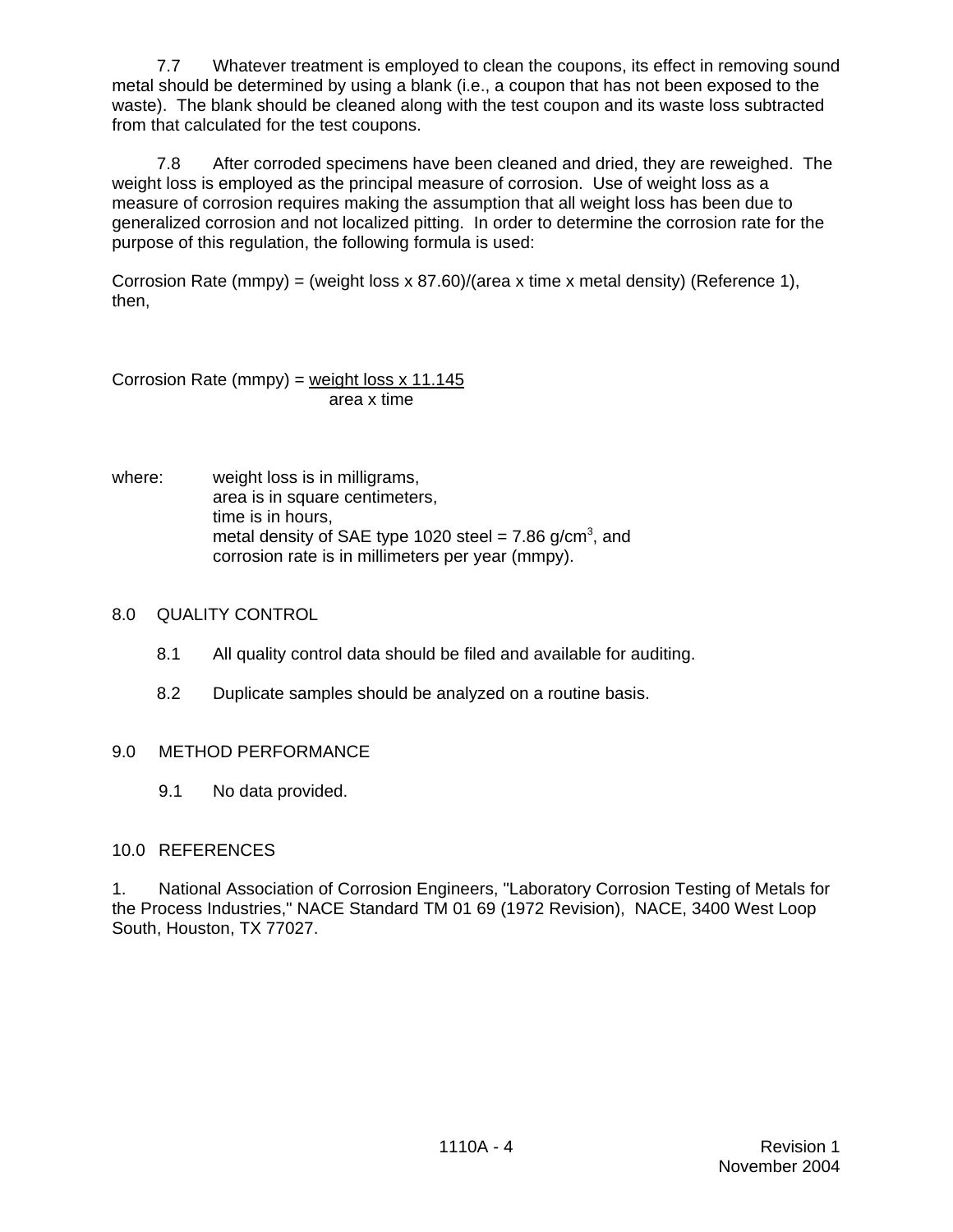7.7 Whatever treatment is employed to clean the coupons, its effect in removing sound metal should be determined by using a blank (i.e., a coupon that has not been exposed to the waste). The blank should be cleaned along with the test coupon and its waste loss subtracted from that calculated for the test coupons.

7.8 After corroded specimens have been cleaned and dried, they are reweighed. The weight loss is employed as the principal measure of corrosion. Use of weight loss as a measure of corrosion requires making the assumption that all weight loss has been due to generalized corrosion and not localized pitting. In order to determine the corrosion rate for the purpose of this regulation, the following formula is used:

Corrosion Rate (mmpy) = (weight loss x 87.60)/(area x time x metal density) (Reference 1), then,

$$\text{Corrosion Rate (mmpy)} = \frac{\text{weight loss} \times 11.145}{\text{area} \times \text{time}}$$

where:
- weight loss is in milligrams,
- area is in square centimeters,
- time is in hours,
- metal density of SAE type 1020 steel = 7.86 g/cm$^3$, and
- corrosion rate is in millimeters per year (mmpy).

## 8.0 QUALITY CONTROL

8.1 All quality control data should be filed and available for auditing.

8.2 Duplicate samples should be analyzed on a routine basis.

## 9.0 METHOD PERFORMANCE

9.1 No data provided.

## 10.0 REFERENCES

1. National Association of Corrosion Engineers, "Laboratory Corrosion Testing of Metals for the Process Industries," NACE Standard TM 01 69 (1972 Revision), NACE, 3400 West Loop South, Houston, TX 77027.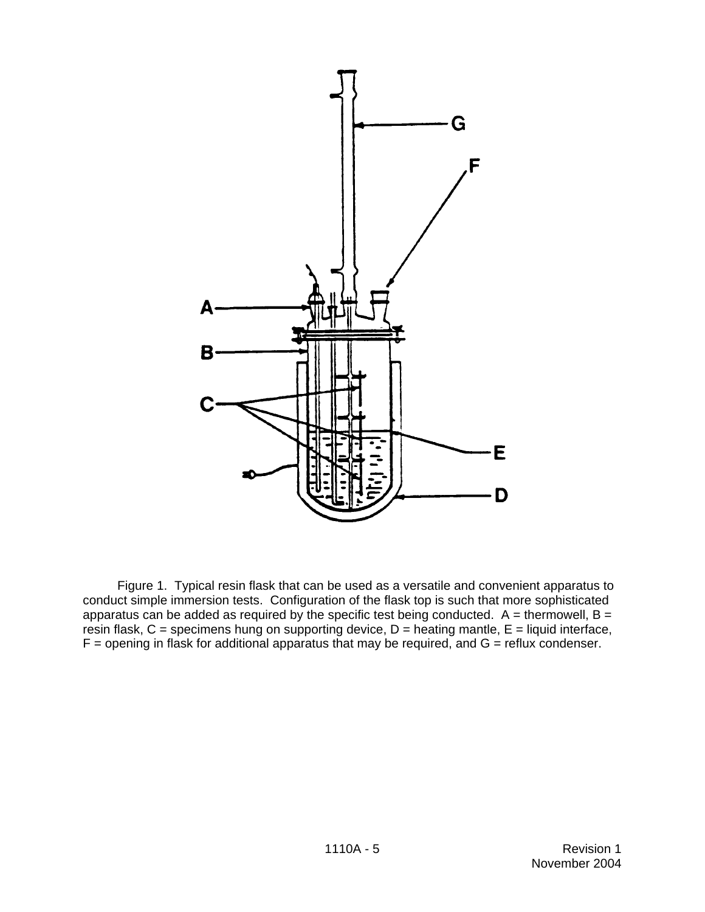Figure 1. Typical resin flask that can be used as a versatile and convenient apparatus to conduct simple immersion tests. Configuration of the flask top is such that more sophisticated apparatus can be added as required by the specific test being conducted. A = thermowell, B = resin flask, C = specimens hung on supporting device, D = heating mantle, E = liquid interface, F = opening in flask for additional apparatus that may be required, and G = reflux condenser.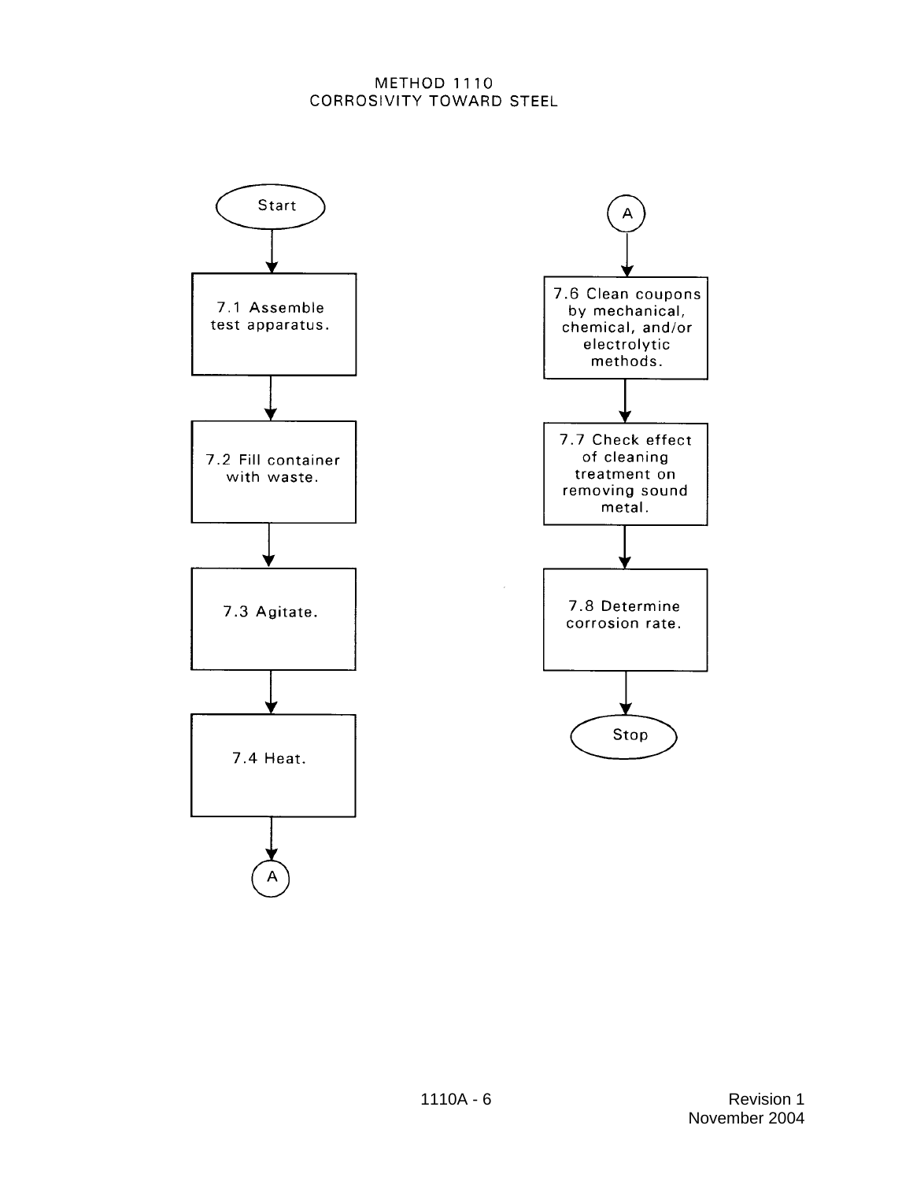# METHOD 1110
# CORROSIVITY TOWARD STEEL

Start

7.1 Assemble test apparatus.

7.2 Fill container with waste.

7.3 Agitate.

7.4 Heat.

A

A

7.6 Clean coupons by mechanical, chemical, and/or electrolytic methods.

7.7 Check effect of cleaning treatment on removing sound metal.

7.8 Determine corrosion rate.

Stop